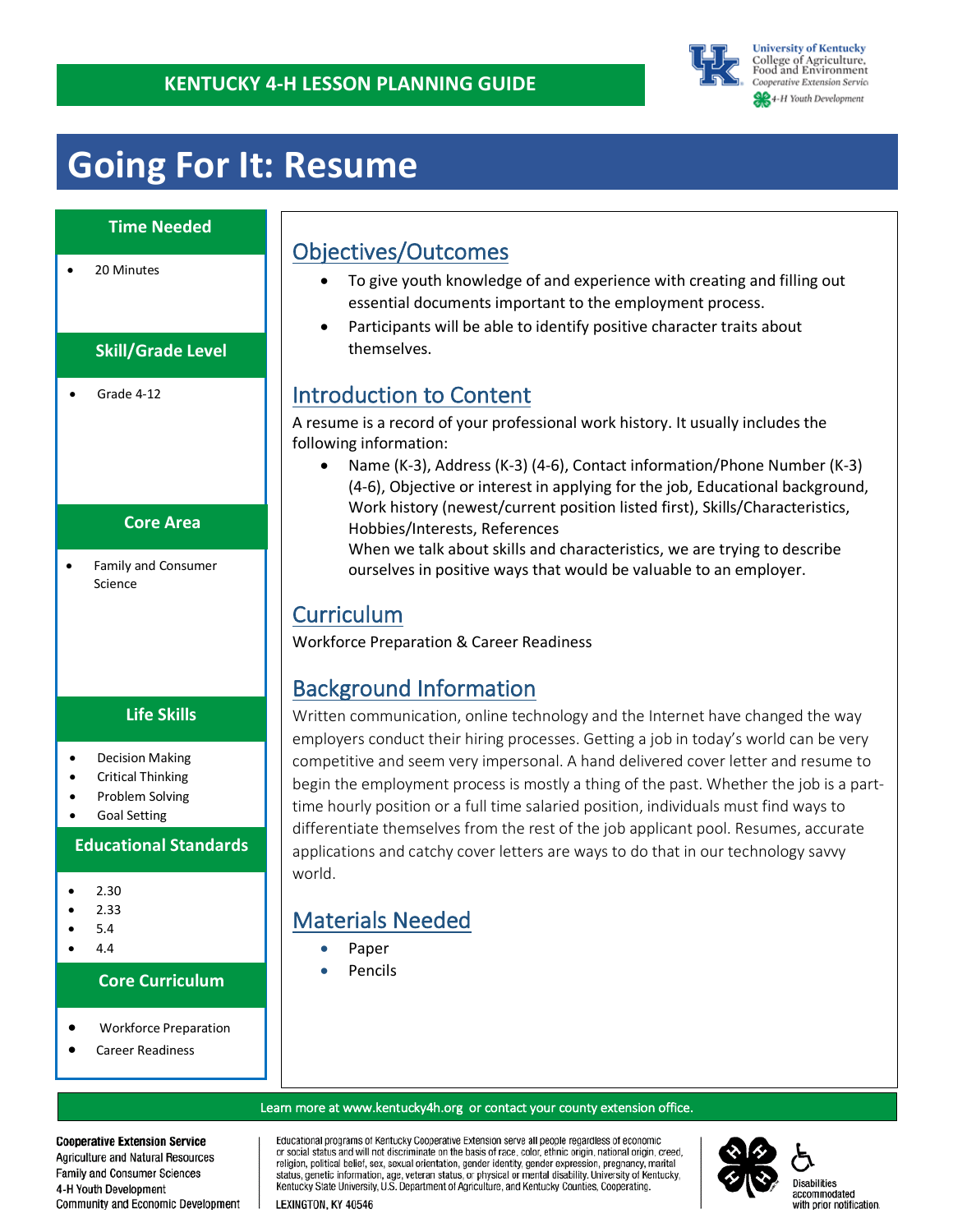KENTUCKY 4-H LESSON PLANNING GUIDE

# Going For It: Resume

## Time Needed

- 20 Minutes

## Skill/Grade Level

- Grade 4-12

## Core Area

- Family and Consumer Science

## Life Skills

- Decision Making
- Critical Thinking
- Problem Solving
- Goal Setting

## Educational Standards

- 2.30
- 2.33
- 5.4
- 4.4

## Core Curriculum

- Workforce Preparation
- Career Readiness

## Objectives/Outcomes

- To give youth knowledge of and experience with creating and filling out essential documents important to the employment process.
- Participants will be able to identify positive character traits about themselves.

## Introduction to Content

A resume is a record of your professional work history. It usually includes the following information:

- Name (K-3), Address (K-3) (4-6), Contact information/Phone Number (K-3) (4-6), Objective or interest in applying for the job, Educational background, Work history (newest/current position listed first), Skills/Characteristics, Hobbies/Interests, References
  When we talk about skills and characteristics, we are trying to describe ourselves in positive ways that would be valuable to an employer.

## Curriculum

Workforce Preparation & Career Readiness

## Background Information

Written communication, online technology and the Internet have changed the way employers conduct their hiring processes. Getting a job in today's world can be very competitive and seem very impersonal. A hand delivered cover letter and resume to begin the employment process is mostly a thing of the past. Whether the job is a part-time hourly position or a full time salaried position, individuals must find ways to differentiate themselves from the rest of the job applicant pool. Resumes, accurate applications and catchy cover letters are ways to do that in our technology savvy world.

## Materials Needed

- Paper
- Pencils

Learn more at www.kentucky4h.org or contact your county extension office.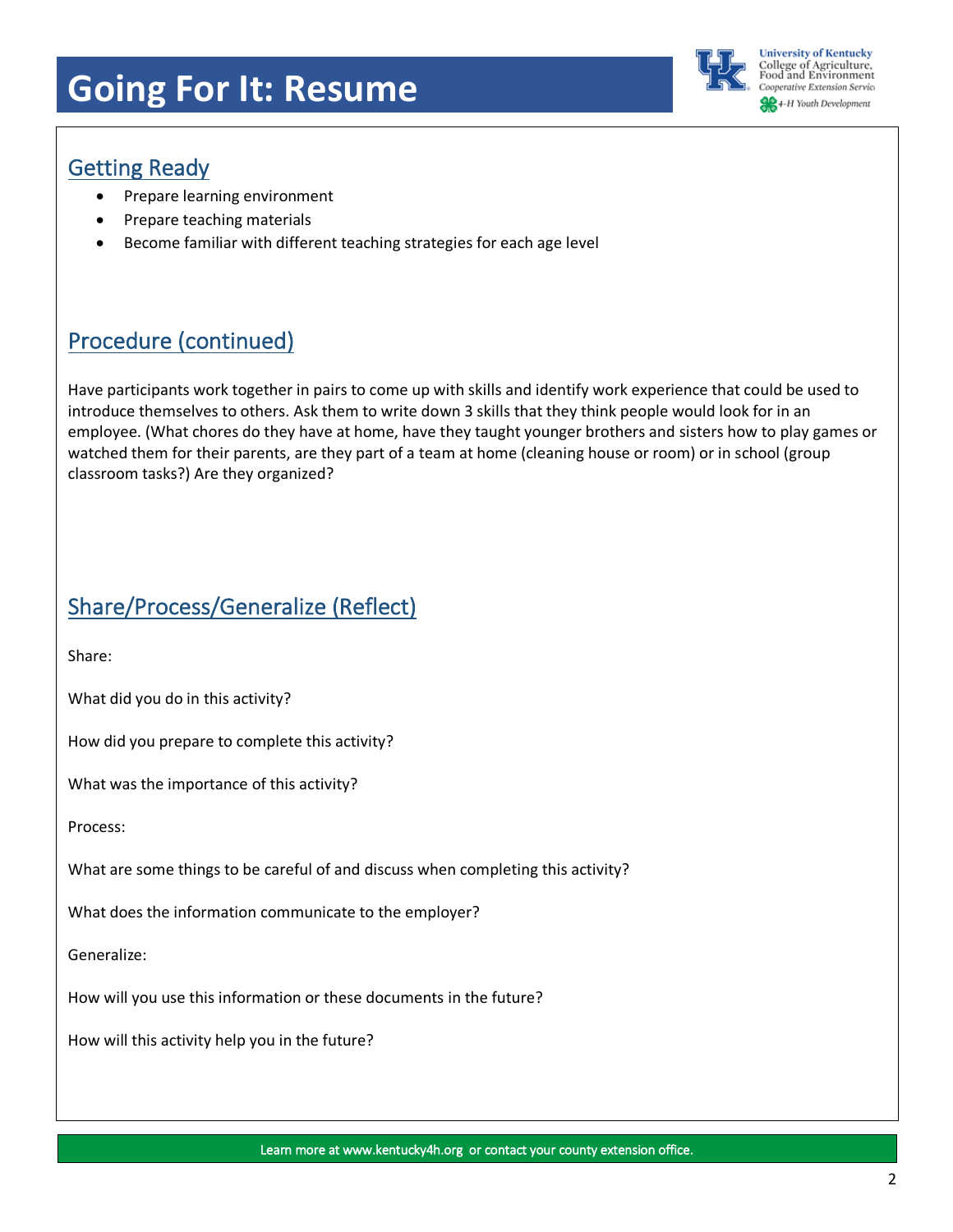# Going For It: Resume

## Getting Ready

- Prepare learning environment
- Prepare teaching materials
- Become familiar with different teaching strategies for each age level

## Procedure (continued)

Have participants work together in pairs to come up with skills and identify work experience that could be used to introduce themselves to others. Ask them to write down 3 skills that they think people would look for in an employee. (What chores do they have at home, have they taught younger brothers and sisters how to play games or watched them for their parents, are they part of a team at home (cleaning house or room) or in school (group classroom tasks?) Are they organized?

## Share/Process/Generalize (Reflect)

Share:

What did you do in this activity?

How did you prepare to complete this activity?

What was the importance of this activity?

Process:

What are some things to be careful of and discuss when completing this activity?

What does the information communicate to the employer?

Generalize:

How will you use this information or these documents in the future?

How will this activity help you in the future?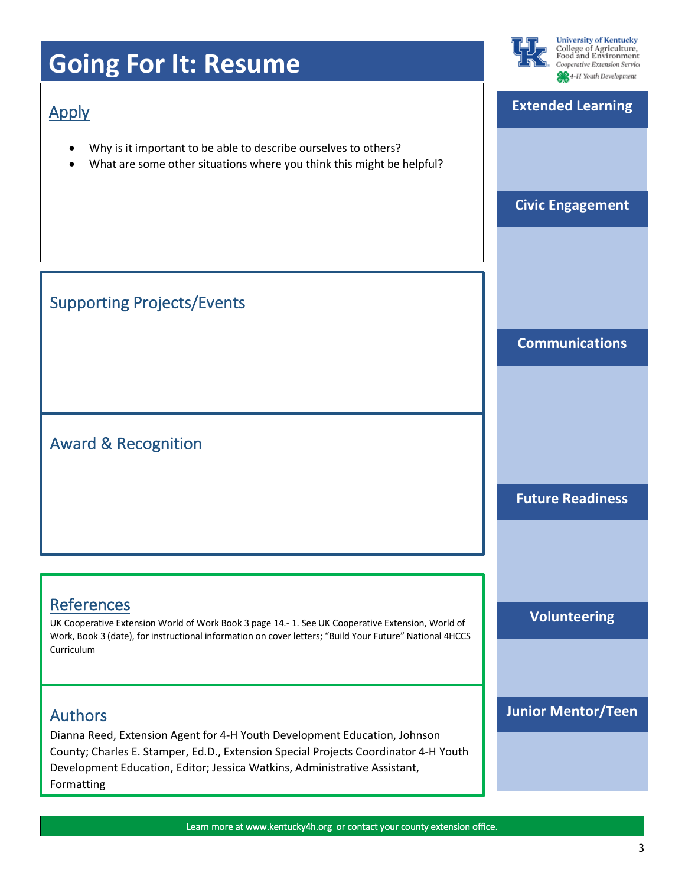# Going For It: Resume

## Apply

- Why is it important to be able to describe ourselves to others?
- What are some other situations where you think this might be helpful?

## Supporting Projects/Events

## Award & Recognition

## References

UK Cooperative Extension World of Work Book 3 page 14.- 1. See UK Cooperative Extension, World of Work, Book 3 (date), for instructional information on cover letters; "Build Your Future" National 4HCCS Curriculum

## Authors

Dianna Reed, Extension Agent for 4-H Youth Development Education, Johnson County; Charles E. Stamper, Ed.D., Extension Special Projects Coordinator 4-H Youth Development Education, Editor; Jessica Watkins, Administrative Assistant, Formatting

University of Kentucky College of Agriculture, Food and Environment Cooperative Extension Service 4-H Youth Development

**Extended Learning**

**Civic Engagement**

**Communications**

**Future Readiness**

**Volunteering**

**Junior Mentor/Teen**

Learn more at www.kentucky4h.org or contact your county extension office.